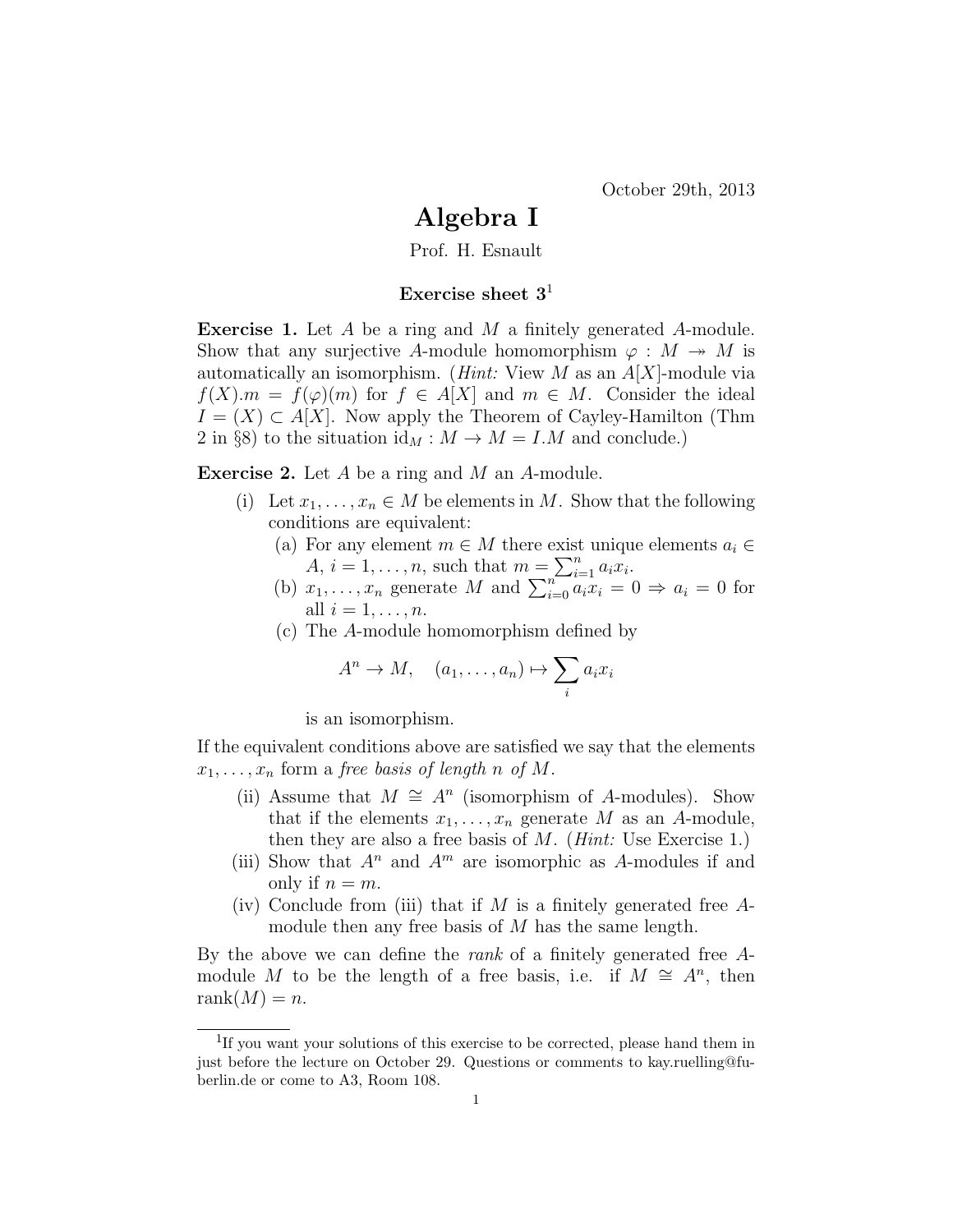October 29th, 2013

# Algebra I

Prof. H. Esnault

### Exercise sheet 3[1]

**Exercise 1.** Let $A$ be a ring and $M$ a finitely generated $A$-module. Show that any surjective $A$-module homomorphism $\varphi : M \twoheadrightarrow M$ is automatically an isomorphism. (*Hint:* View $M$ as an $A[X]$-module via $f(X).m = f(\varphi)(m)$ for $f \in A[X]$ and $m \in M$. Consider the ideal $I = (X) \subset A[X]$. Now apply the Theorem of Cayley-Hamilton (Thm 2 in §8) to the situation $\mathrm{id}_M : M \to M = I.M$ and conclude.)

**Exercise 2.** Let $A$ be a ring and $M$ an $A$-module.

(i) Let $x_1, \ldots, x_n \in M$ be elements in $M$. Show that the following conditions are equivalent:

  (a) For any element $m \in M$ there exist unique elements $a_i \in A$, $i = 1, \ldots, n$, such that $m = \sum_{i=1}^n a_i x_i$.

  (b) $x_1, \ldots, x_n$ generate $M$ and $\sum_{i=0}^n a_i x_i = 0 \Rightarrow a_i = 0$ for all $i = 1, \ldots, n$.

  (c) The $A$-module homomorphism defined by

$$A^n \to M, \quad (a_1, \ldots, a_n) \mapsto \sum_i a_i x_i$$

  is an isomorphism.

If the equivalent conditions above are satisfied we say that the elements $x_1, \ldots, x_n$ form a *free basis of length $n$ of $M$*.

(ii) Assume that $M \cong A^n$ (isomorphism of $A$-modules). Show that if the elements $x_1, \ldots, x_n$ generate $M$ as an $A$-module, then they are also a free basis of $M$. (*Hint:* Use Exercise 1.)

(iii) Show that $A^n$ and $A^m$ are isomorphic as $A$-modules if and only if $n = m$.

(iv) Conclude from (iii) that if $M$ is a finitely generated free $A$-module then any free basis of $M$ has the same length.

By the above we can define the *rank* of a finitely generated free $A$-module $M$ to be the length of a free basis, i.e. if $M \cong A^n$, then $\mathrm{rank}(M) = n$.

---

[1] If you want your solutions of this exercise to be corrected, please hand them in just before the lecture on October 29. Questions or comments to kay.ruelling@fu-berlin.de or come to A3, Room 108.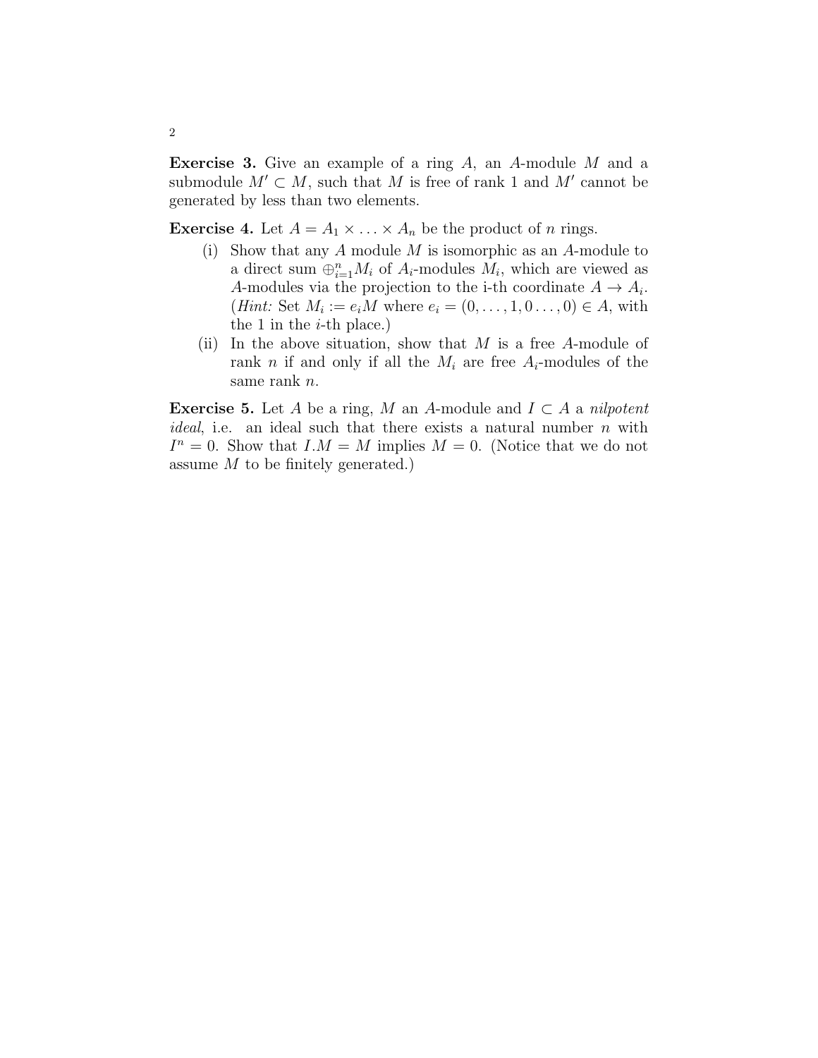**Exercise 3.** Give an example of a ring $A$, an $A$-module $M$ and a submodule $M' \subset M$, such that $M$ is free of rank 1 and $M'$ cannot be generated by less than two elements.

**Exercise 4.** Let $A = A_1 \times \ldots \times A_n$ be the product of $n$ rings.

(i) Show that any $A$ module $M$ is isomorphic as an $A$-module to a direct sum $\oplus_{i=1}^n M_i$ of $A_i$-modules $M_i$, which are viewed as $A$-modules via the projection to the i-th coordinate $A \to A_i$. (*Hint:* Set $M_i := e_i M$ where $e_i = (0, \ldots, 1, 0 \ldots, 0) \in A$, with the 1 in the $i$-th place.)

(ii) In the above situation, show that $M$ is a free $A$-module of rank $n$ if and only if all the $M_i$ are free $A_i$-modules of the same rank $n$.

**Exercise 5.** Let $A$ be a ring, $M$ an $A$-module and $I \subset A$ a *nilpotent ideal*, i.e. an ideal such that there exists a natural number $n$ with $I^n = 0$. Show that $I.M = M$ implies $M = 0$. (Notice that we do not assume $M$ to be finitely generated.)